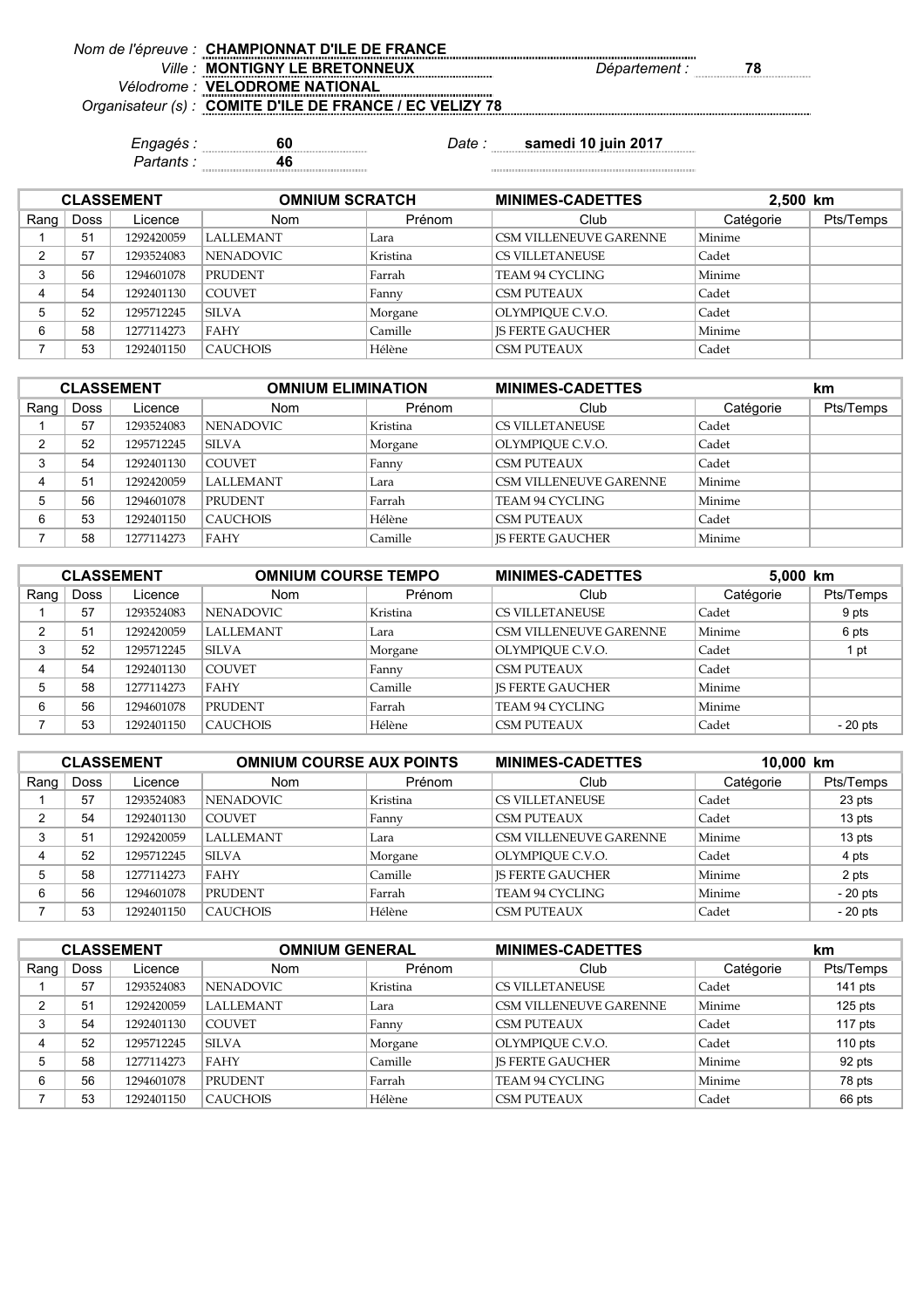*Nom de l'épreuve :* **CHAMPIONNAT D'ILE DE FRANCE**
*Ville :* **MONTIGNY LE BRETONNEUX** *Département :* **78**
*Vélodrome :* **VELODROME NATIONAL**
*Organisateur (s) :* **COMITE D'ILE DE FRANCE / EC VELIZY 78**

*Engagés :* **60** *Date :* **samedi 10 juin 2017**
*Partants :* **46**

| CLASSEMENT | | | OMNIUM SCRATCH | | MINIMES-CADETTES | 2,500 km | |
|---|---|---|---|---|---|---|---|
| Rang | Doss | Licence | Nom | Prénom | Club | Catégorie | Pts/Temps |
| 1 | 51 | 1292420059 | LALLEMANT | Lara | CSM VILLENEUVE GARENNE | Minime | |
| 2 | 57 | 1293524083 | NENADOVIC | Kristina | CS VILLETANEUSE | Cadet | |
| 3 | 56 | 1294601078 | PRUDENT | Farrah | TEAM 94 CYCLING | Minime | |
| 4 | 54 | 1292401130 | COUVET | Fanny | CSM PUTEAUX | Cadet | |
| 5 | 52 | 1295712245 | SILVA | Morgane | OLYMPIQUE C.V.O. | Cadet | |
| 6 | 58 | 1277114273 | FAHY | Camille | JS FERTE GAUCHER | Minime | |
| 7 | 53 | 1292401150 | CAUCHOIS | Hélène | CSM PUTEAUX | Cadet | |

| CLASSEMENT | | | OMNIUM ELIMINATION | | MINIMES-CADETTES | km | |
|---|---|---|---|---|---|---|---|
| Rang | Doss | Licence | Nom | Prénom | Club | Catégorie | Pts/Temps |
| 1 | 57 | 1293524083 | NENADOVIC | Kristina | CS VILLETANEUSE | Cadet | |
| 2 | 52 | 1295712245 | SILVA | Morgane | OLYMPIQUE C.V.O. | Cadet | |
| 3 | 54 | 1292401130 | COUVET | Fanny | CSM PUTEAUX | Cadet | |
| 4 | 51 | 1292420059 | LALLEMANT | Lara | CSM VILLENEUVE GARENNE | Minime | |
| 5 | 56 | 1294601078 | PRUDENT | Farrah | TEAM 94 CYCLING | Minime | |
| 6 | 53 | 1292401150 | CAUCHOIS | Hélène | CSM PUTEAUX | Cadet | |
| 7 | 58 | 1277114273 | FAHY | Camille | JS FERTE GAUCHER | Minime | |

| CLASSEMENT | | | OMNIUM COURSE TEMPO | | MINIMES-CADETTES | 5,000 km | |
|---|---|---|---|---|---|---|---|
| Rang | Doss | Licence | Nom | Prénom | Club | Catégorie | Pts/Temps |
| 1 | 57 | 1293524083 | NENADOVIC | Kristina | CS VILLETANEUSE | Cadet | 9 pts |
| 2 | 51 | 1292420059 | LALLEMANT | Lara | CSM VILLENEUVE GARENNE | Minime | 6 pts |
| 3 | 52 | 1295712245 | SILVA | Morgane | OLYMPIQUE C.V.O. | Cadet | 1 pt |
| 4 | 54 | 1292401130 | COUVET | Fanny | CSM PUTEAUX | Cadet | |
| 5 | 58 | 1277114273 | FAHY | Camille | JS FERTE GAUCHER | Minime | |
| 6 | 56 | 1294601078 | PRUDENT | Farrah | TEAM 94 CYCLING | Minime | |
| 7 | 53 | 1292401150 | CAUCHOIS | Hélène | CSM PUTEAUX | Cadet | - 20 pts |

| CLASSEMENT | | | OMNIUM COURSE AUX POINTS | | MINIMES-CADETTES | 10,000 km | |
|---|---|---|---|---|---|---|---|
| Rang | Doss | Licence | Nom | Prénom | Club | Catégorie | Pts/Temps |
| 1 | 57 | 1293524083 | NENADOVIC | Kristina | CS VILLETANEUSE | Cadet | 23 pts |
| 2 | 54 | 1292401130 | COUVET | Fanny | CSM PUTEAUX | Cadet | 13 pts |
| 3 | 51 | 1292420059 | LALLEMANT | Lara | CSM VILLENEUVE GARENNE | Minime | 13 pts |
| 4 | 52 | 1295712245 | SILVA | Morgane | OLYMPIQUE C.V.O. | Cadet | 4 pts |
| 5 | 58 | 1277114273 | FAHY | Camille | JS FERTE GAUCHER | Minime | 2 pts |
| 6 | 56 | 1294601078 | PRUDENT | Farrah | TEAM 94 CYCLING | Minime | - 20 pts |
| 7 | 53 | 1292401150 | CAUCHOIS | Hélène | CSM PUTEAUX | Cadet | - 20 pts |

| CLASSEMENT | | | OMNIUM GENERAL | | MINIMES-CADETTES | km | |
|---|---|---|---|---|---|---|---|
| Rang | Doss | Licence | Nom | Prénom | Club | Catégorie | Pts/Temps |
| 1 | 57 | 1293524083 | NENADOVIC | Kristina | CS VILLETANEUSE | Cadet | 141 pts |
| 2 | 51 | 1292420059 | LALLEMANT | Lara | CSM VILLENEUVE GARENNE | Minime | 125 pts |
| 3 | 54 | 1292401130 | COUVET | Fanny | CSM PUTEAUX | Cadet | 117 pts |
| 4 | 52 | 1295712245 | SILVA | Morgane | OLYMPIQUE C.V.O. | Cadet | 110 pts |
| 5 | 58 | 1277114273 | FAHY | Camille | JS FERTE GAUCHER | Minime | 92 pts |
| 6 | 56 | 1294601078 | PRUDENT | Farrah | TEAM 94 CYCLING | Minime | 78 pts |
| 7 | 53 | 1292401150 | CAUCHOIS | Hélène | CSM PUTEAUX | Cadet | 66 pts |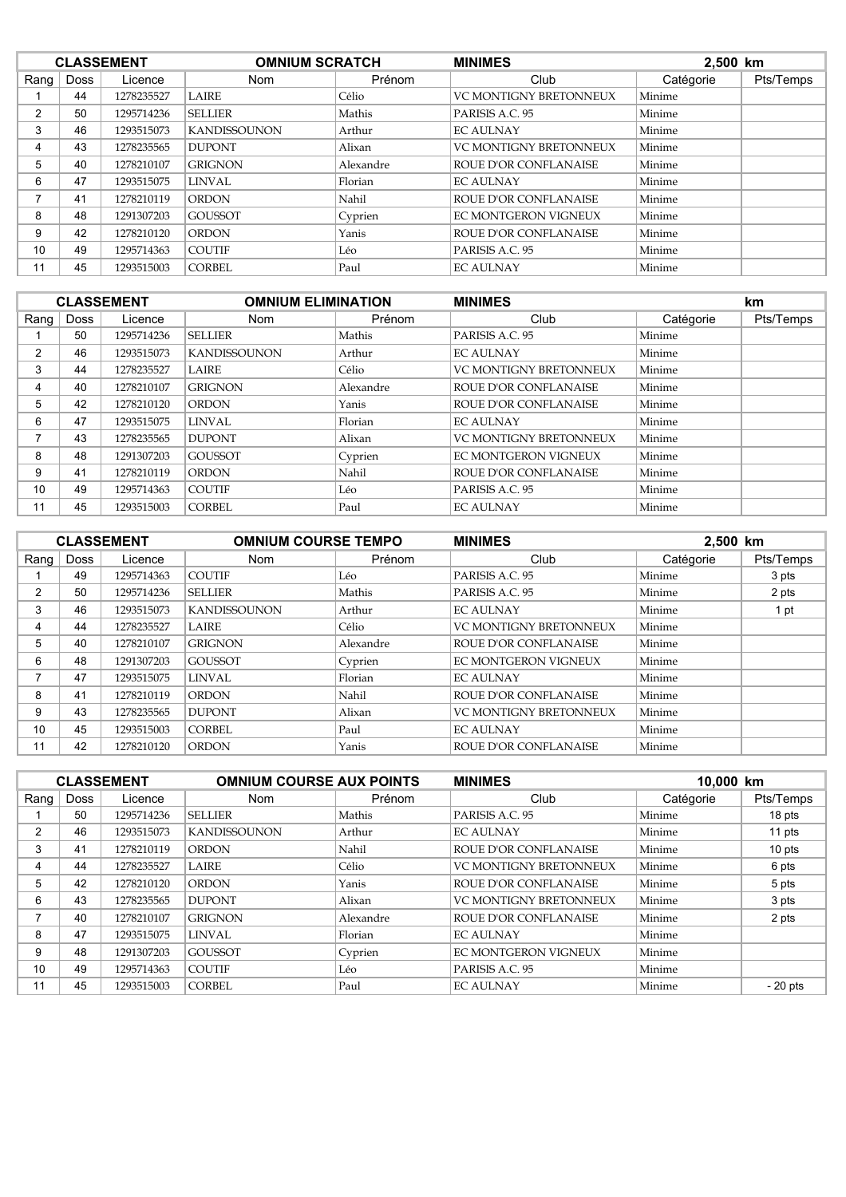| CLASSEMENT | | | OMNIUM SCRATCH | | MINIMES | 2,500 km | |
|---|---|---|---|---|---|---|---|
| Rang | Doss | Licence | Nom | Prénom | Club | Catégorie | Pts/Temps |
| 1 | 44 | 1278235527 | LAIRE | Célio | VC MONTIGNY BRETONNEUX | Minime | |
| 2 | 50 | 1295714236 | SELLIER | Mathis | PARISIS A.C. 95 | Minime | |
| 3 | 46 | 1293515073 | KANDISSOUNON | Arthur | EC AULNAY | Minime | |
| 4 | 43 | 1278235565 | DUPONT | Alixan | VC MONTIGNY BRETONNEUX | Minime | |
| 5 | 40 | 1278210107 | GRIGNON | Alexandre | ROUE D'OR CONFLANAISE | Minime | |
| 6 | 47 | 1293515075 | LINVAL | Florian | EC AULNAY | Minime | |
| 7 | 41 | 1278210119 | ORDON | Nahil | ROUE D'OR CONFLANAISE | Minime | |
| 8 | 48 | 1291307203 | GOUSSOT | Cyprien | EC MONTGERON VIGNEUX | Minime | |
| 9 | 42 | 1278210120 | ORDON | Yanis | ROUE D'OR CONFLANAISE | Minime | |
| 10 | 49 | 1295714363 | COUTIF | Léo | PARISIS A.C. 95 | Minime | |
| 11 | 45 | 1293515003 | CORBEL | Paul | EC AULNAY | Minime | |

| CLASSEMENT | | | OMNIUM ELIMINATION | | MINIMES | km | |
|---|---|---|---|---|---|---|---|
| Rang | Doss | Licence | Nom | Prénom | Club | Catégorie | Pts/Temps |
| 1 | 50 | 1295714236 | SELLIER | Mathis | PARISIS A.C. 95 | Minime | |
| 2 | 46 | 1293515073 | KANDISSOUNON | Arthur | EC AULNAY | Minime | |
| 3 | 44 | 1278235527 | LAIRE | Célio | VC MONTIGNY BRETONNEUX | Minime | |
| 4 | 40 | 1278210107 | GRIGNON | Alexandre | ROUE D'OR CONFLANAISE | Minime | |
| 5 | 42 | 1278210120 | ORDON | Yanis | ROUE D'OR CONFLANAISE | Minime | |
| 6 | 47 | 1293515075 | LINVAL | Florian | EC AULNAY | Minime | |
| 7 | 43 | 1278235565 | DUPONT | Alixan | VC MONTIGNY BRETONNEUX | Minime | |
| 8 | 48 | 1291307203 | GOUSSOT | Cyprien | EC MONTGERON VIGNEUX | Minime | |
| 9 | 41 | 1278210119 | ORDON | Nahil | ROUE D'OR CONFLANAISE | Minime | |
| 10 | 49 | 1295714363 | COUTIF | Léo | PARISIS A.C. 95 | Minime | |
| 11 | 45 | 1293515003 | CORBEL | Paul | EC AULNAY | Minime | |

| CLASSEMENT | | | OMNIUM COURSE TEMPO | | MINIMES | 2,500 km | |
|---|---|---|---|---|---|---|---|
| Rang | Doss | Licence | Nom | Prénom | Club | Catégorie | Pts/Temps |
| 1 | 49 | 1295714363 | COUTIF | Léo | PARISIS A.C. 95 | Minime | 3 pts |
| 2 | 50 | 1295714236 | SELLIER | Mathis | PARISIS A.C. 95 | Minime | 2 pts |
| 3 | 46 | 1293515073 | KANDISSOUNON | Arthur | EC AULNAY | Minime | 1 pt |
| 4 | 44 | 1278235527 | LAIRE | Célio | VC MONTIGNY BRETONNEUX | Minime | |
| 5 | 40 | 1278210107 | GRIGNON | Alexandre | ROUE D'OR CONFLANAISE | Minime | |
| 6 | 48 | 1291307203 | GOUSSOT | Cyprien | EC MONTGERON VIGNEUX | Minime | |
| 7 | 47 | 1293515075 | LINVAL | Florian | EC AULNAY | Minime | |
| 8 | 41 | 1278210119 | ORDON | Nahil | ROUE D'OR CONFLANAISE | Minime | |
| 9 | 43 | 1278235565 | DUPONT | Alixan | VC MONTIGNY BRETONNEUX | Minime | |
| 10 | 45 | 1293515003 | CORBEL | Paul | EC AULNAY | Minime | |
| 11 | 42 | 1278210120 | ORDON | Yanis | ROUE D'OR CONFLANAISE | Minime | |

| CLASSEMENT | | | OMNIUM COURSE AUX POINTS | | MINIMES | 10,000 km | |
|---|---|---|---|---|---|---|---|
| Rang | Doss | Licence | Nom | Prénom | Club | Catégorie | Pts/Temps |
| 1 | 50 | 1295714236 | SELLIER | Mathis | PARISIS A.C. 95 | Minime | 18 pts |
| 2 | 46 | 1293515073 | KANDISSOUNON | Arthur | EC AULNAY | Minime | 11 pts |
| 3 | 41 | 1278210119 | ORDON | Nahil | ROUE D'OR CONFLANAISE | Minime | 10 pts |
| 4 | 44 | 1278235527 | LAIRE | Célio | VC MONTIGNY BRETONNEUX | Minime | 6 pts |
| 5 | 42 | 1278210120 | ORDON | Yanis | ROUE D'OR CONFLANAISE | Minime | 5 pts |
| 6 | 43 | 1278235565 | DUPONT | Alixan | VC MONTIGNY BRETONNEUX | Minime | 3 pts |
| 7 | 40 | 1278210107 | GRIGNON | Alexandre | ROUE D'OR CONFLANAISE | Minime | 2 pts |
| 8 | 47 | 1293515075 | LINVAL | Florian | EC AULNAY | Minime | |
| 9 | 48 | 1291307203 | GOUSSOT | Cyprien | EC MONTGERON VIGNEUX | Minime | |
| 10 | 49 | 1295714363 | COUTIF | Léo | PARISIS A.C. 95 | Minime | |
| 11 | 45 | 1293515003 | CORBEL | Paul | EC AULNAY | Minime | - 20 pts |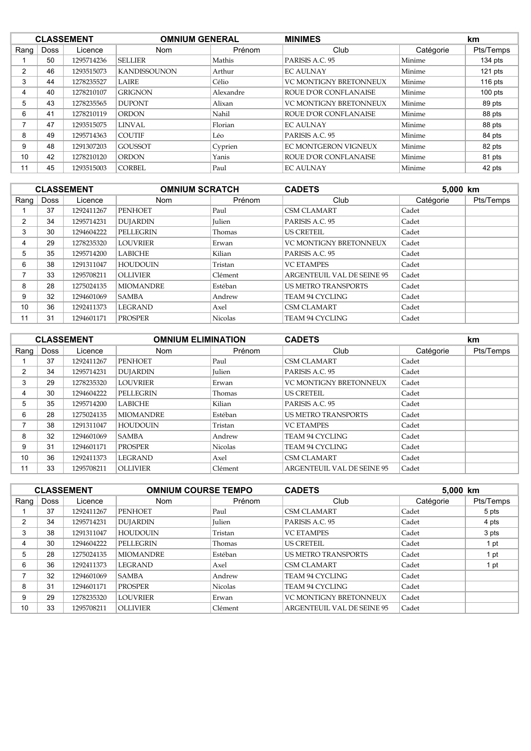| CLASSEMENT | | | OMNIUM GENERAL | | MINIMES | | km |
|---|---|---|---|---|---|---|---|
| Rang | Doss | Licence | Nom | Prénom | Club | Catégorie | Pts/Temps |
| 1 | 50 | 1295714236 | SELLIER | Mathis | PARISIS A.C. 95 | Minime | 134 pts |
| 2 | 46 | 1293515073 | KANDISSOUNON | Arthur | EC AULNAY | Minime | 121 pts |
| 3 | 44 | 1278235527 | LAIRE | Célio | VC MONTIGNY BRETONNEUX | Minime | 116 pts |
| 4 | 40 | 1278210107 | GRIGNON | Alexandre | ROUE D'OR CONFLANAISE | Minime | 100 pts |
| 5 | 43 | 1278235565 | DUPONT | Alixan | VC MONTIGNY BRETONNEUX | Minime | 89 pts |
| 6 | 41 | 1278210119 | ORDON | Nahil | ROUE D'OR CONFLANAISE | Minime | 88 pts |
| 7 | 47 | 1293515075 | LINVAL | Florian | EC AULNAY | Minime | 88 pts |
| 8 | 49 | 1295714363 | COUTIF | Léo | PARISIS A.C. 95 | Minime | 84 pts |
| 9 | 48 | 1291307203 | GOUSSOT | Cyprien | EC MONTGERON VIGNEUX | Minime | 82 pts |
| 10 | 42 | 1278210120 | ORDON | Yanis | ROUE D'OR CONFLANAISE | Minime | 81 pts |
| 11 | 45 | 1293515003 | CORBEL | Paul | EC AULNAY | Minime | 42 pts |

| CLASSEMENT | | | OMNIUM SCRATCH | | CADETS | | 5,000 km |
|---|---|---|---|---|---|---|---|
| Rang | Doss | Licence | Nom | Prénom | Club | Catégorie | Pts/Temps |
| 1 | 37 | 1292411267 | PENHOET | Paul | CSM CLAMART | Cadet | |
| 2 | 34 | 1295714231 | DUJARDIN | Julien | PARISIS A.C. 95 | Cadet | |
| 3 | 30 | 1294604222 | PELLEGRIN | Thomas | US CRETEIL | Cadet | |
| 4 | 29 | 1278235320 | LOUVRIER | Erwan | VC MONTIGNY BRETONNEUX | Cadet | |
| 5 | 35 | 1295714200 | LABICHE | Kilian | PARISIS A.C. 95 | Cadet | |
| 6 | 38 | 1291311047 | HOUDOUIN | Tristan | VC ETAMPES | Cadet | |
| 7 | 33 | 1295708211 | OLLIVIER | Clément | ARGENTEUIL VAL DE SEINE 95 | Cadet | |
| 8 | 28 | 1275024135 | MIOMANDRE | Estéban | US METRO TRANSPORTS | Cadet | |
| 9 | 32 | 1294601069 | SAMBA | Andrew | TEAM 94 CYCLING | Cadet | |
| 10 | 36 | 1292411373 | LEGRAND | Axel | CSM CLAMART | Cadet | |
| 11 | 31 | 1294601171 | PROSPER | Nicolas | TEAM 94 CYCLING | Cadet | |

| CLASSEMENT | | | OMNIUM ELIMINATION | | CADETS | | km |
|---|---|---|---|---|---|---|---|
| Rang | Doss | Licence | Nom | Prénom | Club | Catégorie | Pts/Temps |
| 1 | 37 | 1292411267 | PENHOET | Paul | CSM CLAMART | Cadet | |
| 2 | 34 | 1295714231 | DUJARDIN | Julien | PARISIS A.C. 95 | Cadet | |
| 3 | 29 | 1278235320 | LOUVRIER | Erwan | VC MONTIGNY BRETONNEUX | Cadet | |
| 4 | 30 | 1294604222 | PELLEGRIN | Thomas | US CRETEIL | Cadet | |
| 5 | 35 | 1295714200 | LABICHE | Kilian | PARISIS A.C. 95 | Cadet | |
| 6 | 28 | 1275024135 | MIOMANDRE | Estéban | US METRO TRANSPORTS | Cadet | |
| 7 | 38 | 1291311047 | HOUDOUIN | Tristan | VC ETAMPES | Cadet | |
| 8 | 32 | 1294601069 | SAMBA | Andrew | TEAM 94 CYCLING | Cadet | |
| 9 | 31 | 1294601171 | PROSPER | Nicolas | TEAM 94 CYCLING | Cadet | |
| 10 | 36 | 1292411373 | LEGRAND | Axel | CSM CLAMART | Cadet | |
| 11 | 33 | 1295708211 | OLLIVIER | Clément | ARGENTEUIL VAL DE SEINE 95 | Cadet | |

| CLASSEMENT | | | OMNIUM COURSE TEMPO | | CADETS | | 5,000 km |
|---|---|---|---|---|---|---|---|
| Rang | Doss | Licence | Nom | Prénom | Club | Catégorie | Pts/Temps |
| 1 | 37 | 1292411267 | PENHOET | Paul | CSM CLAMART | Cadet | 5 pts |
| 2 | 34 | 1295714231 | DUJARDIN | Julien | PARISIS A.C. 95 | Cadet | 4 pts |
| 3 | 38 | 1291311047 | HOUDOUIN | Tristan | VC ETAMPES | Cadet | 3 pts |
| 4 | 30 | 1294604222 | PELLEGRIN | Thomas | US CRETEIL | Cadet | 1 pt |
| 5 | 28 | 1275024135 | MIOMANDRE | Estéban | US METRO TRANSPORTS | Cadet | 1 pt |
| 6 | 36 | 1292411373 | LEGRAND | Axel | CSM CLAMART | Cadet | 1 pt |
| 7 | 32 | 1294601069 | SAMBA | Andrew | TEAM 94 CYCLING | Cadet | |
| 8 | 31 | 1294601171 | PROSPER | Nicolas | TEAM 94 CYCLING | Cadet | |
| 9 | 29 | 1278235320 | LOUVRIER | Erwan | VC MONTIGNY BRETONNEUX | Cadet | |
| 10 | 33 | 1295708211 | OLLIVIER | Clément | ARGENTEUIL VAL DE SEINE 95 | Cadet | |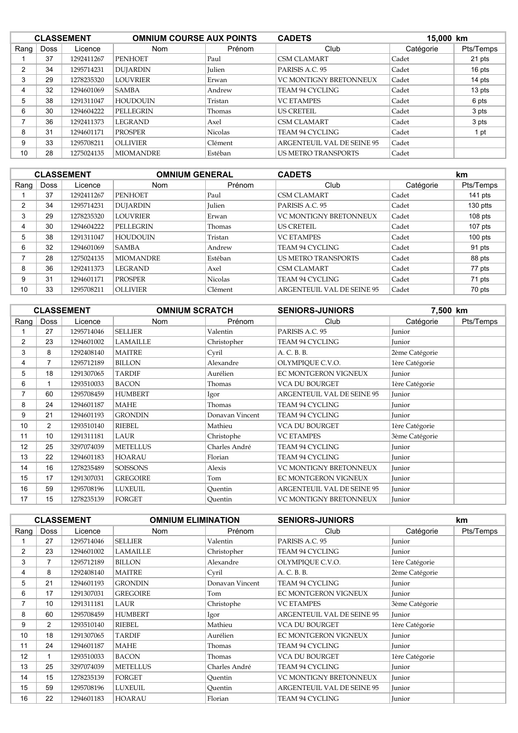| CLASSEMENT | | OMNIUM COURSE AUX POINTS | | CADETS | | 15,000 km | |
|---|---|---|---|---|---|---|---|
| Rang | Doss | Licence | Nom | Prénom | Club | Catégorie | Pts/Temps |
| 1 | 37 | 1292411267 | PENHOET | Paul | CSM CLAMART | Cadet | 21 pts |
| 2 | 34 | 1295714231 | DUJARDIN | Julien | PARISIS A.C. 95 | Cadet | 16 pts |
| 3 | 29 | 1278235320 | LOUVRIER | Erwan | VC MONTIGNY BRETONNEUX | Cadet | 14 pts |
| 4 | 32 | 1294601069 | SAMBA | Andrew | TEAM 94 CYCLING | Cadet | 13 pts |
| 5 | 38 | 1291311047 | HOUDOUIN | Tristan | VC ETAMPES | Cadet | 6 pts |
| 6 | 30 | 1294604222 | PELLEGRIN | Thomas | US CRETEIL | Cadet | 3 pts |
| 7 | 36 | 1292411373 | LEGRAND | Axel | CSM CLAMART | Cadet | 3 pts |
| 8 | 31 | 1294601171 | PROSPER | Nicolas | TEAM 94 CYCLING | Cadet | 1 pt |
| 9 | 33 | 1295708211 | OLLIVIER | Clément | ARGENTEUIL VAL DE SEINE 95 | Cadet | |
| 10 | 28 | 1275024135 | MIOMANDRE | Estéban | US METRO TRANSPORTS | Cadet | |

| CLASSEMENT | | OMNIUM GENERAL | | CADETS | | km | |
|---|---|---|---|---|---|---|---|
| Rang | Doss | Licence | Nom | Prénom | Club | Catégorie | Pts/Temps |
| 1 | 37 | 1292411267 | PENHOET | Paul | CSM CLAMART | Cadet | 141 pts |
| 2 | 34 | 1295714231 | DUJARDIN | Julien | PARISIS A.C. 95 | Cadet | 130 ptts |
| 3 | 29 | 1278235320 | LOUVRIER | Erwan | VC MONTIGNY BRETONNEUX | Cadet | 108 pts |
| 4 | 30 | 1294604222 | PELLEGRIN | Thomas | US CRETEIL | Cadet | 107 pts |
| 5 | 38 | 1291311047 | HOUDOUIN | Tristan | VC ETAMPES | Cadet | 100 pts |
| 6 | 32 | 1294601069 | SAMBA | Andrew | TEAM 94 CYCLING | Cadet | 91 pts |
| 7 | 28 | 1275024135 | MIOMANDRE | Estéban | US METRO TRANSPORTS | Cadet | 88 pts |
| 8 | 36 | 1292411373 | LEGRAND | Axel | CSM CLAMART | Cadet | 77 pts |
| 9 | 31 | 1294601171 | PROSPER | Nicolas | TEAM 94 CYCLING | Cadet | 71 pts |
| 10 | 33 | 1295708211 | OLLIVIER | Clément | ARGENTEUIL VAL DE SEINE 95 | Cadet | 70 pts |

| CLASSEMENT | | OMNIUM SCRATCH | | SENIORS-JUNIORS | | 7,500 km | |
|---|---|---|---|---|---|---|---|
| Rang | Doss | Licence | Nom | Prénom | Club | Catégorie | Pts/Temps |
| 1 | 27 | 1295714046 | SELLIER | Valentin | PARISIS A.C. 95 | Junior | |
| 2 | 23 | 1294601002 | LAMAILLE | Christopher | TEAM 94 CYCLING | Junior | |
| 3 | 8 | 1292408140 | MAITRE | Cyril | A. C. B. B. | 2ème Catégorie | |
| 4 | 7 | 1295712189 | BILLON | Alexandre | OLYMPIQUE C.V.O. | 1ère Catégorie | |
| 5 | 18 | 1291307065 | TARDIF | Aurélien | EC MONTGERON VIGNEUX | Junior | |
| 6 | 1 | 1293510033 | BACON | Thomas | VCA DU BOURGET | 1ère Catégorie | |
| 7 | 60 | 1295708459 | HUMBERT | Igor | ARGENTEUIL VAL DE SEINE 95 | Junior | |
| 8 | 24 | 1294601187 | MAHE | Thomas | TEAM 94 CYCLING | Junior | |
| 9 | 21 | 1294601193 | GRONDIN | Donavan Vincent | TEAM 94 CYCLING | Junior | |
| 10 | 2 | 1293510140 | RIEBEL | Mathieu | VCA DU BOURGET | 1ère Catégorie | |
| 11 | 10 | 1291311181 | LAUR | Christophe | VC ETAMPES | 3ème Catégorie | |
| 12 | 25 | 3297074039 | METELLUS | Charles André | TEAM 94 CYCLING | Junior | |
| 13 | 22 | 1294601183 | HOARAU | Florian | TEAM 94 CYCLING | Junior | |
| 14 | 16 | 1278235489 | SOISSONS | Alexis | VC MONTIGNY BRETONNEUX | Junior | |
| 15 | 17 | 1291307031 | GREGOIRE | Tom | EC MONTGERON VIGNEUX | Junior | |
| 16 | 59 | 1295708196 | LUXEUIL | Quentin | ARGENTEUIL VAL DE SEINE 95 | Junior | |
| 17 | 15 | 1278235139 | FORGET | Quentin | VC MONTIGNY BRETONNEUX | Junior | |

| CLASSEMENT | | OMNIUM ELIMINATION | | SENIORS-JUNIORS | | km | |
|---|---|---|---|---|---|---|---|
| Rang | Doss | Licence | Nom | Prénom | Club | Catégorie | Pts/Temps |
| 1 | 27 | 1295714046 | SELLIER | Valentin | PARISIS A.C. 95 | Junior | |
| 2 | 23 | 1294601002 | LAMAILLE | Christopher | TEAM 94 CYCLING | Junior | |
| 3 | 7 | 1295712189 | BILLON | Alexandre | OLYMPIQUE C.V.O. | 1ère Catégorie | |
| 4 | 8 | 1292408140 | MAITRE | Cyril | A. C. B. B. | 2ème Catégorie | |
| 5 | 21 | 1294601193 | GRONDIN | Donavan Vincent | TEAM 94 CYCLING | Junior | |
| 6 | 17 | 1291307031 | GREGOIRE | Tom | EC MONTGERON VIGNEUX | Junior | |
| 7 | 10 | 1291311181 | LAUR | Christophe | VC ETAMPES | 3ème Catégorie | |
| 8 | 60 | 1295708459 | HUMBERT | Igor | ARGENTEUIL VAL DE SEINE 95 | Junior | |
| 9 | 2 | 1293510140 | RIEBEL | Mathieu | VCA DU BOURGET | 1ère Catégorie | |
| 10 | 18 | 1291307065 | TARDIF | Aurélien | EC MONTGERON VIGNEUX | Junior | |
| 11 | 24 | 1294601187 | MAHE | Thomas | TEAM 94 CYCLING | Junior | |
| 12 | 1 | 1293510033 | BACON | Thomas | VCA DU BOURGET | 1ère Catégorie | |
| 13 | 25 | 3297074039 | METELLUS | Charles André | TEAM 94 CYCLING | Junior | |
| 14 | 15 | 1278235139 | FORGET | Quentin | VC MONTIGNY BRETONNEUX | Junior | |
| 15 | 59 | 1295708196 | LUXEUIL | Quentin | ARGENTEUIL VAL DE SEINE 95 | Junior | |
| 16 | 22 | 1294601183 | HOARAU | Florian | TEAM 94 CYCLING | Junior | |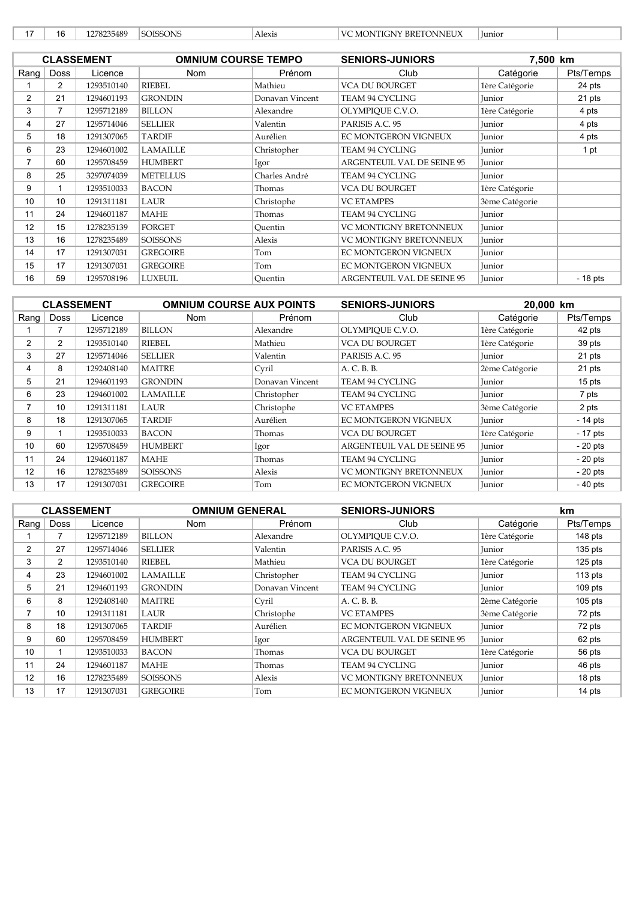| | | | | | | | |
|---|---|---|---|---|---|---|---|
| 17 | 16 | 1278235489 | SOISSONS | Alexis | VC MONTIGNY BRETONNEUX | Junior | |

| CLASSEMENT | | | OMNIUM COURSE TEMPO | | SENIORS-JUNIORS | 7,500 km | |
|---|---|---|---|---|---|---|---|
| Rang | Doss | Licence | Nom | Prénom | Club | Catégorie | Pts/Temps |
| 1 | 2 | 1293510140 | RIEBEL | Mathieu | VCA DU BOURGET | 1ère Catégorie | 24 pts |
| 2 | 21 | 1294601193 | GRONDIN | Donavan Vincent | TEAM 94 CYCLING | Junior | 21 pts |
| 3 | 7 | 1295712189 | BILLON | Alexandre | OLYMPIQUE C.V.O. | 1ère Catégorie | 4 pts |
| 4 | 27 | 1295714046 | SELLIER | Valentin | PARISIS A.C. 95 | Junior | 4 pts |
| 5 | 18 | 1291307065 | TARDIF | Aurélien | EC MONTGERON VIGNEUX | Junior | 4 pts |
| 6 | 23 | 1294601002 | LAMAILLE | Christopher | TEAM 94 CYCLING | Junior | 1 pt |
| 7 | 60 | 1295708459 | HUMBERT | Igor | ARGENTEUIL VAL DE SEINE 95 | Junior | |
| 8 | 25 | 3297074039 | METELLUS | Charles André | TEAM 94 CYCLING | Junior | |
| 9 | 1 | 1293510033 | BACON | Thomas | VCA DU BOURGET | 1ère Catégorie | |
| 10 | 10 | 1291311181 | LAUR | Christophe | VC ETAMPES | 3ème Catégorie | |
| 11 | 24 | 1294601187 | MAHE | Thomas | TEAM 94 CYCLING | Junior | |
| 12 | 15 | 1278235139 | FORGET | Quentin | VC MONTIGNY BRETONNEUX | Junior | |
| 13 | 16 | 1278235489 | SOISSONS | Alexis | VC MONTIGNY BRETONNEUX | Junior | |
| 14 | 17 | 1291307031 | GREGOIRE | Tom | EC MONTGERON VIGNEUX | Junior | |
| 15 | 17 | 1291307031 | GREGOIRE | Tom | EC MONTGERON VIGNEUX | Junior | |
| 16 | 59 | 1295708196 | LUXEUIL | Quentin | ARGENTEUIL VAL DE SEINE 95 | Junior | - 18 pts |

| CLASSEMENT | | | OMNIUM COURSE AUX POINTS | | SENIORS-JUNIORS | 20,000 km | |
|---|---|---|---|---|---|---|---|
| Rang | Doss | Licence | Nom | Prénom | Club | Catégorie | Pts/Temps |
| 1 | 7 | 1295712189 | BILLON | Alexandre | OLYMPIQUE C.V.O. | 1ère Catégorie | 42 pts |
| 2 | 2 | 1293510140 | RIEBEL | Mathieu | VCA DU BOURGET | 1ère Catégorie | 39 pts |
| 3 | 27 | 1295714046 | SELLIER | Valentin | PARISIS A.C. 95 | Junior | 21 pts |
| 4 | 8 | 1292408140 | MAITRE | Cyril | A. C. B. B. | 2ème Catégorie | 21 pts |
| 5 | 21 | 1294601193 | GRONDIN | Donavan Vincent | TEAM 94 CYCLING | Junior | 15 pts |
| 6 | 23 | 1294601002 | LAMAILLE | Christopher | TEAM 94 CYCLING | Junior | 7 pts |
| 7 | 10 | 1291311181 | LAUR | Christophe | VC ETAMPES | 3ème Catégorie | 2 pts |
| 8 | 18 | 1291307065 | TARDIF | Aurélien | EC MONTGERON VIGNEUX | Junior | - 14 pts |
| 9 | 1 | 1293510033 | BACON | Thomas | VCA DU BOURGET | 1ère Catégorie | - 17 pts |
| 10 | 60 | 1295708459 | HUMBERT | Igor | ARGENTEUIL VAL DE SEINE 95 | Junior | - 20 pts |
| 11 | 24 | 1294601187 | MAHE | Thomas | TEAM 94 CYCLING | Junior | - 20 pts |
| 12 | 16 | 1278235489 | SOISSONS | Alexis | VC MONTIGNY BRETONNEUX | Junior | - 20 pts |
| 13 | 17 | 1291307031 | GREGOIRE | Tom | EC MONTGERON VIGNEUX | Junior | - 40 pts |

| CLASSEMENT | | | OMNIUM GENERAL | | SENIORS-JUNIORS | km | |
|---|---|---|---|---|---|---|---|
| Rang | Doss | Licence | Nom | Prénom | Club | Catégorie | Pts/Temps |
| 1 | 7 | 1295712189 | BILLON | Alexandre | OLYMPIQUE C.V.O. | 1ère Catégorie | 148 pts |
| 2 | 27 | 1295714046 | SELLIER | Valentin | PARISIS A.C. 95 | Junior | 135 pts |
| 3 | 2 | 1293510140 | RIEBEL | Mathieu | VCA DU BOURGET | 1ère Catégorie | 125 pts |
| 4 | 23 | 1294601002 | LAMAILLE | Christopher | TEAM 94 CYCLING | Junior | 113 pts |
| 5 | 21 | 1294601193 | GRONDIN | Donavan Vincent | TEAM 94 CYCLING | Junior | 109 pts |
| 6 | 8 | 1292408140 | MAITRE | Cyril | A. C. B. B. | 2ème Catégorie | 105 pts |
| 7 | 10 | 1291311181 | LAUR | Christophe | VC ETAMPES | 3ème Catégorie | 72 pts |
| 8 | 18 | 1291307065 | TARDIF | Aurélien | EC MONTGERON VIGNEUX | Junior | 72 pts |
| 9 | 60 | 1295708459 | HUMBERT | Igor | ARGENTEUIL VAL DE SEINE 95 | Junior | 62 pts |
| 10 | 1 | 1293510033 | BACON | Thomas | VCA DU BOURGET | 1ère Catégorie | 56 pts |
| 11 | 24 | 1294601187 | MAHE | Thomas | TEAM 94 CYCLING | Junior | 46 pts |
| 12 | 16 | 1278235489 | SOISSONS | Alexis | VC MONTIGNY BRETONNEUX | Junior | 18 pts |
| 13 | 17 | 1291307031 | GREGOIRE | Tom | EC MONTGERON VIGNEUX | Junior | 14 pts |